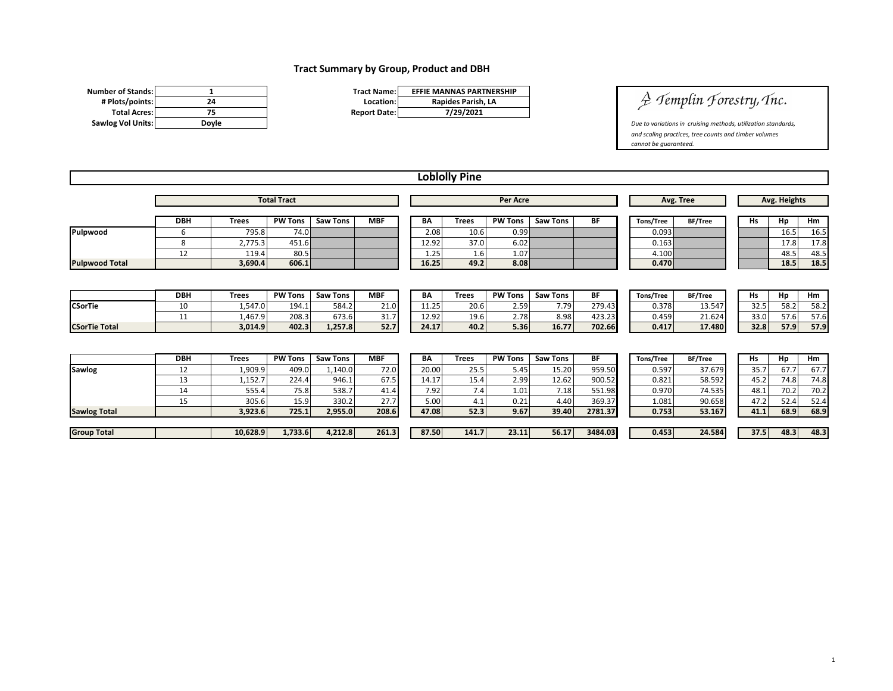## Tract Summary by Group, Product and DBH

| | |
|---|---|
| Number of Stands: | 1 |
| # Plots/points: | 24 |
| Total Acres: | 75 |
| Sawlog Vol Units: | Doyle |

| | |
|---|---|
| Tract Name: | EFFIE MANNAS PARTNERSHIP |
| Location: | Rapides Parish, LA |
| Report Date: | 7/29/2021 |

**Templin Forestry, Inc.**

*Due to variations in cruising methods, utilization standards, and scaling practices, tree counts and timber volumes cannot be guaranteed.*

### Loblolly Pine

| | Total Tract | | | | | Per Acre | | | | | Avg. Tree | | Avg. Heights | | |
|---|---|---|---|---|---|---|---|---|---|---|---|---|---|---|---|
| | DBH | Trees | PW Tons | Saw Tons | MBF | BA | Trees | PW Tons | Saw Tons | BF | Tons/Tree | BF/Tree | Hs | Hp | Hm |
| **Pulpwood** | 6 | 795.8 | 74.0 | | | 2.08 | 10.6 | 0.99 | | | 0.093 | | | 16.5 | 16.5 |
| | 8 | 2,775.3 | 451.6 | | | 12.92 | 37.0 | 6.02 | | | 0.163 | | | 17.8 | 17.8 |
| | 12 | 119.4 | 80.5 | | | 1.25 | 1.6 | 1.07 | | | 4.100 | | | 48.5 | 48.5 |
| **Pulpwood Total** | | **3,690.4** | **606.1** | | | **16.25** | **49.2** | **8.08** | | | **0.470** | | | **18.5** | **18.5** |

| | DBH | Trees | PW Tons | Saw Tons | MBF | BA | Trees | PW Tons | Saw Tons | BF | Tons/Tree | BF/Tree | Hs | Hp | Hm |
|---|---|---|---|---|---|---|---|---|---|---|---|---|---|---|---|
| **CSorTie** | 10 | 1,547.0 | 194.1 | 584.2 | 21.0 | 11.25 | 20.6 | 2.59 | 7.79 | 279.43 | 0.378 | 13.547 | 32.5 | 58.2 | 58.2 |
| | 11 | 1,467.9 | 208.3 | 673.6 | 31.7 | 12.92 | 19.6 | 2.78 | 8.98 | 423.23 | 0.459 | 21.624 | 33.0 | 57.6 | 57.6 |
| **CSorTie Total** | | **3,014.9** | **402.3** | **1,257.8** | **52.7** | **24.17** | **40.2** | **5.36** | **16.77** | **702.66** | **0.417** | **17.480** | **32.8** | **57.9** | **57.9** |

| | DBH | Trees | PW Tons | Saw Tons | MBF | BA | Trees | PW Tons | Saw Tons | BF | Tons/Tree | BF/Tree | Hs | Hp | Hm |
|---|---|---|---|---|---|---|---|---|---|---|---|---|---|---|---|
| **Sawlog** | 12 | 1,909.9 | 409.0 | 1,140.0 | 72.0 | 20.00 | 25.5 | 5.45 | 15.20 | 959.50 | 0.597 | 37.679 | 35.7 | 67.7 | 67.7 |
| | 13 | 1,152.7 | 224.4 | 946.1 | 67.5 | 14.17 | 15.4 | 2.99 | 12.62 | 900.52 | 0.821 | 58.592 | 45.2 | 74.8 | 74.8 |
| | 14 | 555.4 | 75.8 | 538.7 | 41.4 | 7.92 | 7.4 | 1.01 | 7.18 | 551.98 | 0.970 | 74.535 | 48.1 | 70.2 | 70.2 |
| | 15 | 305.6 | 15.9 | 330.2 | 27.7 | 5.00 | 4.1 | 0.21 | 4.40 | 369.37 | 1.081 | 90.658 | 47.2 | 52.4 | 52.4 |
| **Sawlog Total** | | **3,923.6** | **725.1** | **2,955.0** | **208.6** | **47.08** | **52.3** | **9.67** | **39.40** | **2781.37** | **0.753** | **53.167** | **41.1** | **68.9** | **68.9** |

| | DBH | Trees | PW Tons | Saw Tons | MBF | BA | Trees | PW Tons | Saw Tons | BF | Tons/Tree | BF/Tree | Hs | Hp | Hm |
|---|---|---|---|---|---|---|---|---|---|---|---|---|---|---|---|
| **Group Total** | | **10,628.9** | **1,733.6** | **4,212.8** | **261.3** | **87.50** | **141.7** | **23.11** | **56.17** | **3484.03** | **0.453** | **24.584** | **37.5** | **48.3** | **48.3** |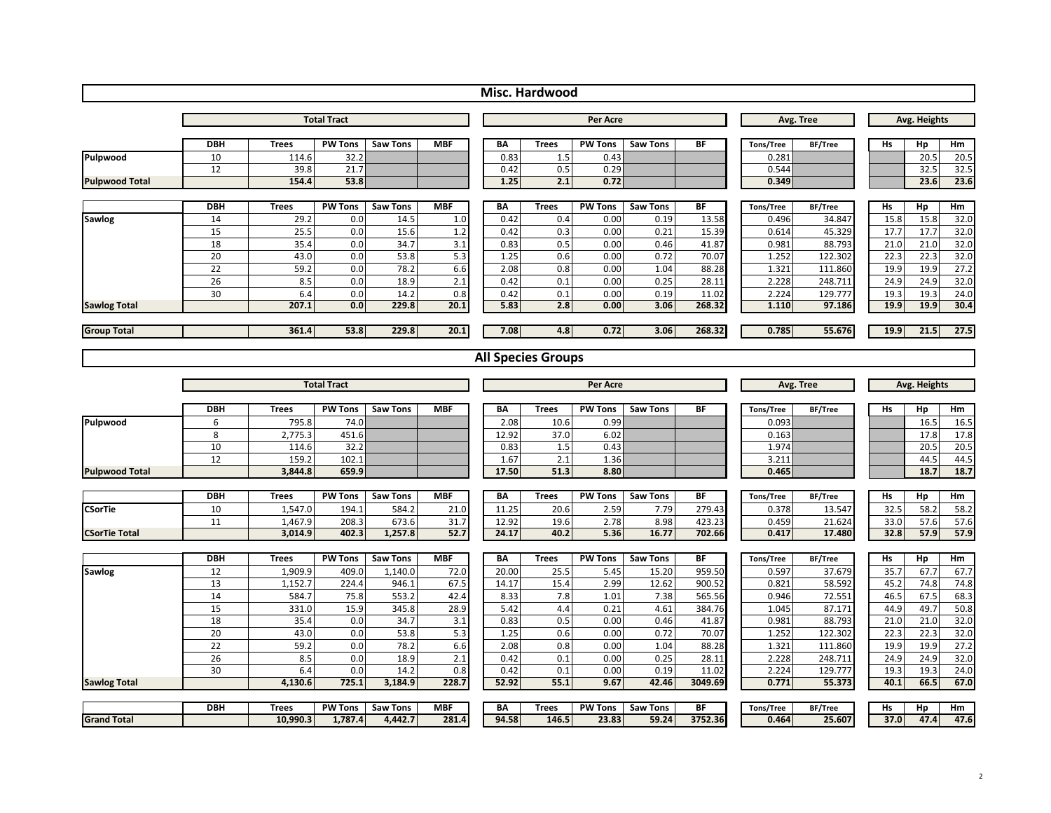## Misc. Hardwood

| | | Total Tract | | | | Per Acre | | | | | Avg. Tree | | Avg. Heights | | |
|---|---|---|---|---|---|---|---|---|---|---|---|---|---|---|---|
| | DBH | Trees | PW Tons | Saw Tons | MBF | BA | Trees | PW Tons | Saw Tons | BF | Tons/Tree | BF/Tree | Hs | Hp | Hm |
| Pulpwood | 10 | 114.6 | 32.2 | | | 0.83 | 1.5 | 0.43 | | | 0.281 | | | 20.5 | 20.5 |
| | 12 | 39.8 | 21.7 | | | 0.42 | 0.5 | 0.29 | | | 0.544 | | | 32.5 | 32.5 |
| **Pulpwood Total** | | **154.4** | **53.8** | | | **1.25** | **2.1** | **0.72** | | | **0.349** | | | **23.6** | **23.6** |

| | DBH | Trees | PW Tons | Saw Tons | MBF | BA | Trees | PW Tons | Saw Tons | BF | Tons/Tree | BF/Tree | Hs | Hp | Hm |
|---|---|---|---|---|---|---|---|---|---|---|---|---|---|---|---|
| Sawlog | 14 | 29.2 | 0.0 | 14.5 | 1.0 | 0.42 | 0.4 | 0.00 | 0.19 | 13.58 | 0.496 | 34.847 | 15.8 | 15.8 | 32.0 |
| | 15 | 25.5 | 0.0 | 15.6 | 1.2 | 0.42 | 0.3 | 0.00 | 0.21 | 15.39 | 0.614 | 45.329 | 17.7 | 17.7 | 32.0 |
| | 18 | 35.4 | 0.0 | 34.7 | 3.1 | 0.83 | 0.5 | 0.00 | 0.46 | 41.87 | 0.981 | 88.793 | 21.0 | 21.0 | 32.0 |
| | 20 | 43.0 | 0.0 | 53.8 | 5.3 | 1.25 | 0.6 | 0.00 | 0.72 | 70.07 | 1.252 | 122.302 | 22.3 | 22.3 | 32.0 |
| | 22 | 59.2 | 0.0 | 78.2 | 6.6 | 2.08 | 0.8 | 0.00 | 1.04 | 88.28 | 1.321 | 111.860 | 19.9 | 19.9 | 27.2 |
| | 26 | 8.5 | 0.0 | 18.9 | 2.1 | 0.42 | 0.1 | 0.00 | 0.25 | 28.11 | 2.228 | 248.711 | 24.9 | 24.9 | 32.0 |
| | 30 | 6.4 | 0.0 | 14.2 | 0.8 | 0.42 | 0.1 | 0.00 | 0.19 | 11.02 | 2.224 | 129.777 | 19.3 | 19.3 | 24.0 |
| **Sawlog Total** | | **207.1** | **0.0** | **229.8** | **20.1** | **5.83** | **2.8** | **0.00** | **3.06** | **268.32** | **1.110** | **97.186** | **19.9** | **19.9** | **30.4** |

| | | | | | | | | | | | | | | | |
|---|---|---|---|---|---|---|---|---|---|---|---|---|---|---|---|
| **Group Total** | | **361.4** | **53.8** | **229.8** | **20.1** | **7.08** | **4.8** | **0.72** | **3.06** | **268.32** | **0.785** | **55.676** | **19.9** | **21.5** | **27.5** |

## All Species Groups

| | | Total Tract | | | | Per Acre | | | | | Avg. Tree | | Avg. Heights | | |
|---|---|---|---|---|---|---|---|---|---|---|---|---|---|---|---|
| | DBH | Trees | PW Tons | Saw Tons | MBF | BA | Trees | PW Tons | Saw Tons | BF | Tons/Tree | BF/Tree | Hs | Hp | Hm |
| Pulpwood | 6 | 795.8 | 74.0 | | | 2.08 | 10.6 | 0.99 | | | 0.093 | | | 16.5 | 16.5 |
| | 8 | 2,775.3 | 451.6 | | | 12.92 | 37.0 | 6.02 | | | 0.163 | | | 17.8 | 17.8 |
| | 10 | 114.6 | 32.2 | | | 0.83 | 1.5 | 0.43 | | | 1.974 | | | 20.5 | 20.5 |
| | 12 | 159.2 | 102.1 | | | 1.67 | 2.1 | 1.36 | | | 3.211 | | | 44.5 | 44.5 |
| **Pulpwood Total** | | **3,844.8** | **659.9** | | | **17.50** | **51.3** | **8.80** | | | **0.465** | | | **18.7** | **18.7** |

| | DBH | Trees | PW Tons | Saw Tons | MBF | BA | Trees | PW Tons | Saw Tons | BF | Tons/Tree | BF/Tree | Hs | Hp | Hm |
|---|---|---|---|---|---|---|---|---|---|---|---|---|---|---|---|
| CSorTie | 10 | 1,547.0 | 194.1 | 584.2 | 21.0 | 11.25 | 20.6 | 2.59 | 7.79 | 279.43 | 0.378 | 13.547 | 32.5 | 58.2 | 58.2 |
| | 11 | 1,467.9 | 208.3 | 673.6 | 31.7 | 12.92 | 19.6 | 2.78 | 8.98 | 423.23 | 0.459 | 21.624 | 33.0 | 57.6 | 57.6 |
| **CSorTie Total** | | **3,014.9** | **402.3** | **1,257.8** | **52.7** | **24.17** | **40.2** | **5.36** | **16.77** | **702.66** | **0.417** | **17.480** | **32.8** | **57.9** | **57.9** |

| | DBH | Trees | PW Tons | Saw Tons | MBF | BA | Trees | PW Tons | Saw Tons | BF | Tons/Tree | BF/Tree | Hs | Hp | Hm |
|---|---|---|---|---|---|---|---|---|---|---|---|---|---|---|---|
| Sawlog | 12 | 1,909.9 | 409.0 | 1,140.0 | 72.0 | 20.00 | 25.5 | 5.45 | 15.20 | 959.50 | 0.597 | 37.679 | 35.7 | 67.7 | 67.7 |
| | 13 | 1,152.7 | 224.4 | 946.1 | 67.5 | 14.17 | 15.4 | 2.99 | 12.62 | 900.52 | 0.821 | 58.592 | 45.2 | 74.8 | 74.8 |
| | 14 | 584.7 | 75.8 | 553.2 | 42.4 | 8.33 | 7.8 | 1.01 | 7.38 | 565.56 | 0.946 | 72.551 | 46.5 | 67.5 | 68.3 |
| | 15 | 331.0 | 15.9 | 345.8 | 28.9 | 5.42 | 4.4 | 0.21 | 4.61 | 384.76 | 1.045 | 87.171 | 44.9 | 49.7 | 50.8 |
| | 18 | 35.4 | 0.0 | 34.7 | 3.1 | 0.83 | 0.5 | 0.00 | 0.46 | 41.87 | 0.981 | 88.793 | 21.0 | 21.0 | 32.0 |
| | 20 | 43.0 | 0.0 | 53.8 | 5.3 | 1.25 | 0.6 | 0.00 | 0.72 | 70.07 | 1.252 | 122.302 | 22.3 | 22.3 | 32.0 |
| | 22 | 59.2 | 0.0 | 78.2 | 6.6 | 2.08 | 0.8 | 0.00 | 1.04 | 88.28 | 1.321 | 111.860 | 19.9 | 19.9 | 27.2 |
| | 26 | 8.5 | 0.0 | 18.9 | 2.1 | 0.42 | 0.1 | 0.00 | 0.25 | 28.11 | 2.228 | 248.711 | 24.9 | 24.9 | 32.0 |
| | 30 | 6.4 | 0.0 | 14.2 | 0.8 | 0.42 | 0.1 | 0.00 | 0.19 | 11.02 | 2.224 | 129.777 | 19.3 | 19.3 | 24.0 |
| **Sawlog Total** | | **4,130.6** | **725.1** | **3,184.9** | **228.7** | **52.92** | **55.1** | **9.67** | **42.46** | **3049.69** | **0.771** | **55.373** | **40.1** | **66.5** | **67.0** |

| | DBH | Trees | PW Tons | Saw Tons | MBF | BA | Trees | PW Tons | Saw Tons | BF | Tons/Tree | BF/Tree | Hs | Hp | Hm |
|---|---|---|---|---|---|---|---|---|---|---|---|---|---|---|---|
| **Grand Total** | | **10,990.3** | **1,787.4** | **4,442.7** | **281.4** | **94.58** | **146.5** | **23.83** | **59.24** | **3752.36** | **0.464** | **25.607** | **37.0** | **47.4** | **47.6** |